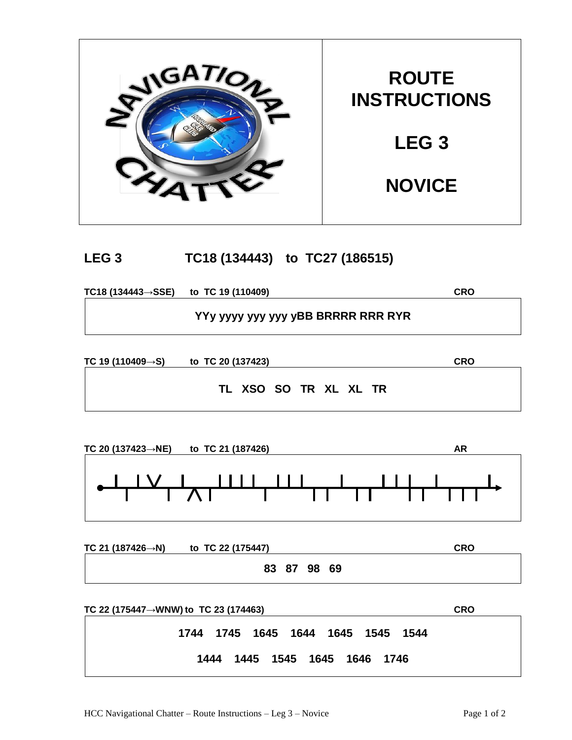# ROUTE INSTRUCTIONS

# LEG 3

# NOVICE

## LEG 3 TC18 (134443) to TC27 (186515)

**TC18 (134443→SSE) to TC 19 (110409)** **CRO**

**YYy yyyy yyy yyy yBB BRRRR RRR RYR**

**TC 19 (110409→S) to TC 20 (137423)** **CRO**

**TL XSO SO TR XL XL TR**

**TC 20 (137423→NE) to TC 21 (187426)** **AR**

**TC 21 (187426→N) to TC 22 (175447)** **CRO**

**83 87 98 69**

**TC 22 (175447→WNW) to TC 23 (174463)** **CRO**

**1744 1745 1645 1644 1645 1545 1544**

**1444 1445 1545 1645 1646 1746**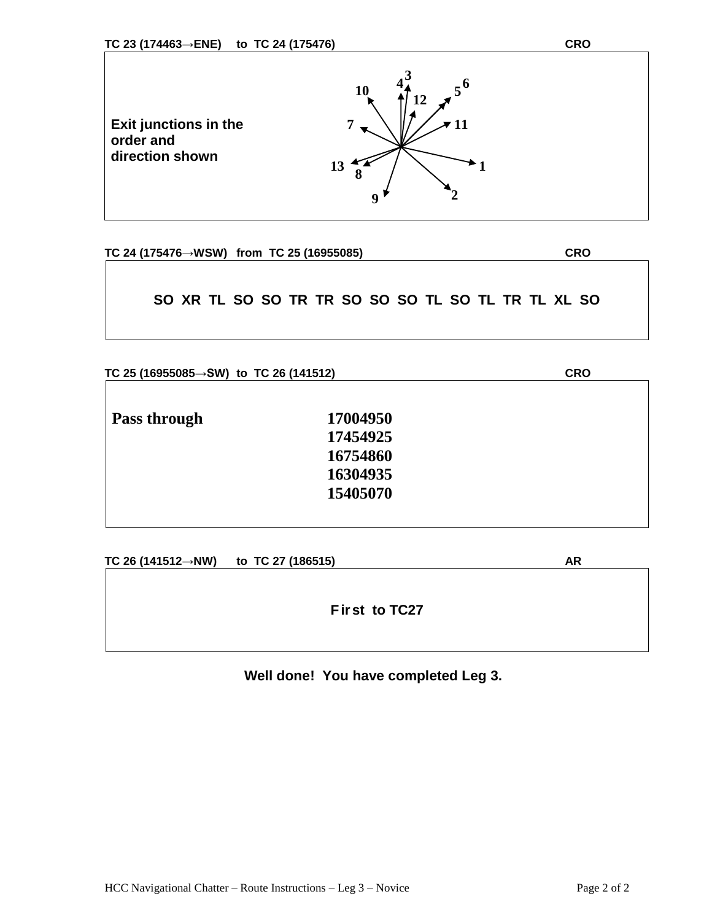**TC 23 (174463→ENE) to TC 24 (175476)** **CRO**

Exit junctions in the order and direction shown

3
4
6
10
5
12
7
11
13
1
8
2
9

**TC 24 (175476→WSW) from TC 25 (16955085)** **CRO**

SO XR TL SO SO TR TR SO SO SO TL SO TL TR TL XL SO

**TC 25 (16955085→SW) to TC 26 (141512)** **CRO**

**Pass through**

**17004950**
**17454925**
**16754860**
**16304935**
**15405070**

**TC 26 (141512→NW) to TC 27 (186515)** **AR**

First to TC27

**Well done! You have completed Leg 3.**